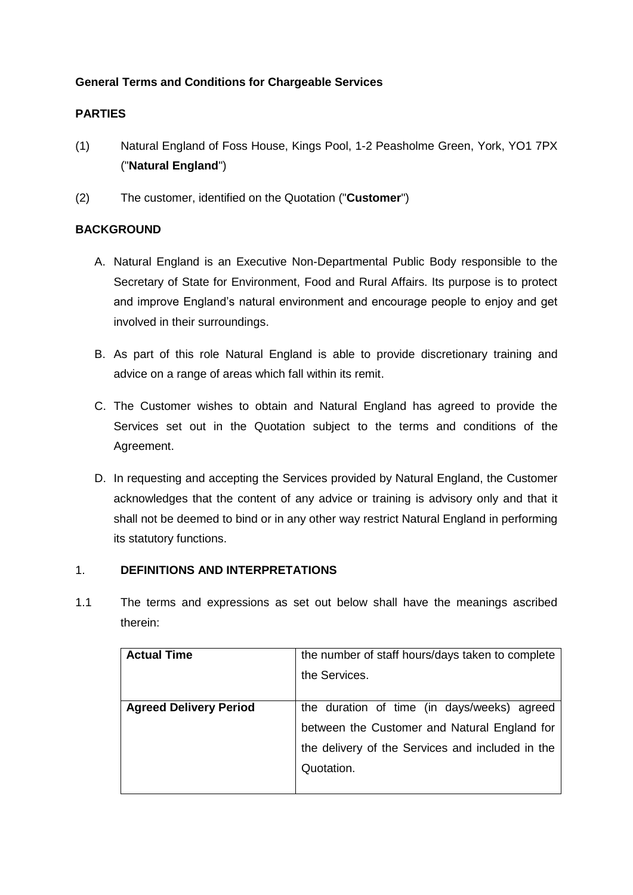**General Terms and Conditions for Chargeable Services**

**PARTIES**

(1) Natural England of Foss House, Kings Pool, 1-2 Peasholme Green, York, YO1 7PX ("**Natural England**")

(2) The customer, identified on the Quotation ("**Customer**")

**BACKGROUND**

A. Natural England is an Executive Non-Departmental Public Body responsible to the Secretary of State for Environment, Food and Rural Affairs. Its purpose is to protect and improve England's natural environment and encourage people to enjoy and get involved in their surroundings.

B. As part of this role Natural England is able to provide discretionary training and advice on a range of areas which fall within its remit.

C. The Customer wishes to obtain and Natural England has agreed to provide the Services set out in the Quotation subject to the terms and conditions of the Agreement.

D. In requesting and accepting the Services provided by Natural England, the Customer acknowledges that the content of any advice or training is advisory only and that it shall not be deemed to bind or in any other way restrict Natural England in performing its statutory functions.

1. **DEFINITIONS AND INTERPRETATIONS**

1.1 The terms and expressions as set out below shall have the meanings ascribed therein:

| | |
|---|---|
| **Actual Time** | the number of staff hours/days taken to complete the Services. |
| **Agreed Delivery Period** | the duration of time (in days/weeks) agreed between the Customer and Natural England for the delivery of the Services and included in the Quotation. |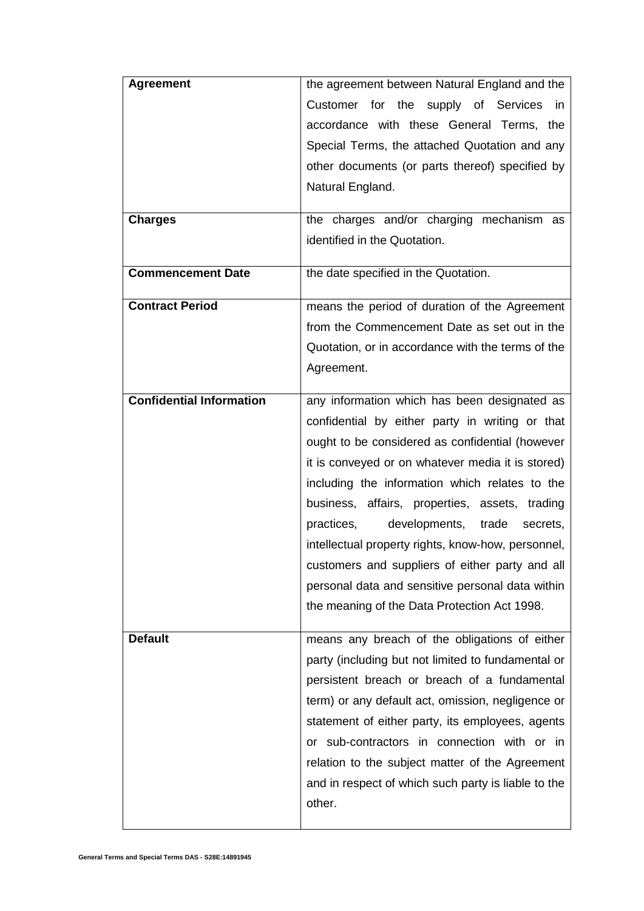| | |
|---|---|
| **Agreement** | the agreement between Natural England and the Customer for the supply of Services in accordance with these General Terms, the Special Terms, the attached Quotation and any other documents (or parts thereof) specified by Natural England. |
| **Charges** | the charges and/or charging mechanism as identified in the Quotation. |
| **Commencement Date** | the date specified in the Quotation. |
| **Contract Period** | means the period of duration of the Agreement from the Commencement Date as set out in the Quotation, or in accordance with the terms of the Agreement. |
| **Confidential Information** | any information which has been designated as confidential by either party in writing or that ought to be considered as confidential (however it is conveyed or on whatever media it is stored) including the information which relates to the business, affairs, properties, assets, trading practices, developments, trade secrets, intellectual property rights, know-how, personnel, customers and suppliers of either party and all personal data and sensitive personal data within the meaning of the Data Protection Act 1998. |
| **Default** | means any breach of the obligations of either party (including but not limited to fundamental or persistent breach or breach of a fundamental term) or any default act, omission, negligence or statement of either party, its employees, agents or sub-contractors in connection with or in relation to the subject matter of the Agreement and in respect of which such party is liable to the other. |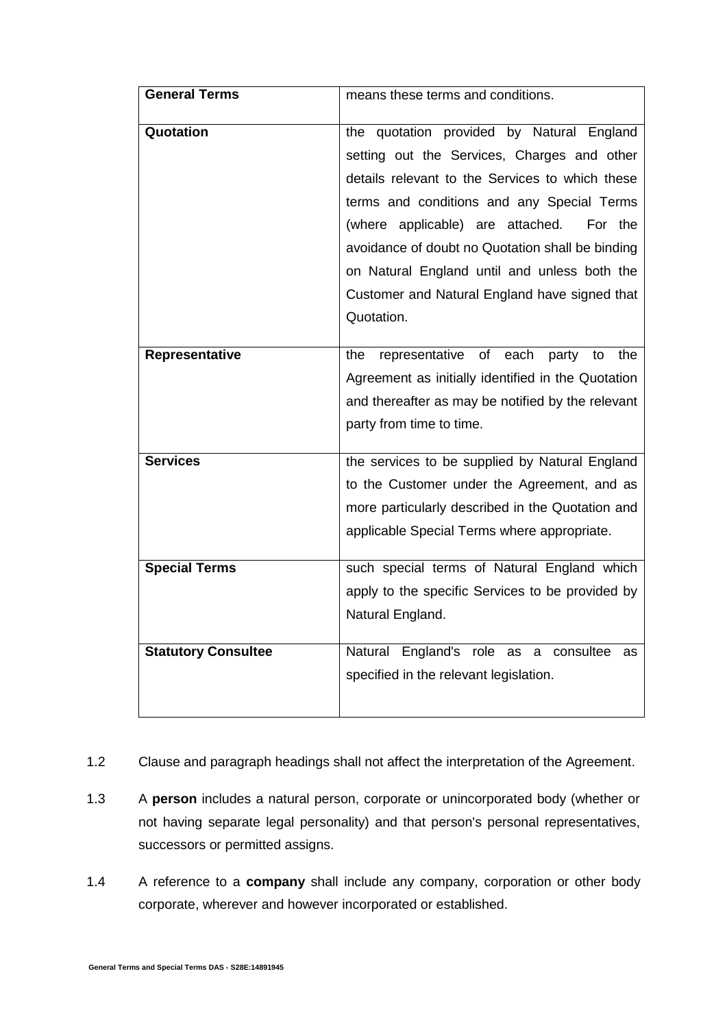| | |
|---|---|
| **General Terms** | means these terms and conditions. |
| **Quotation** | the quotation provided by Natural England setting out the Services, Charges and other details relevant to the Services to which these terms and conditions and any Special Terms (where applicable) are attached. For the avoidance of doubt no Quotation shall be binding on Natural England until and unless both the Customer and Natural England have signed that Quotation. |
| **Representative** | the representative of each party to the Agreement as initially identified in the Quotation and thereafter as may be notified by the relevant party from time to time. |
| **Services** | the services to be supplied by Natural England to the Customer under the Agreement, and as more particularly described in the Quotation and applicable Special Terms where appropriate. |
| **Special Terms** | such special terms of Natural England which apply to the specific Services to be provided by Natural England. |
| **Statutory Consultee** | Natural England's role as a consultee as specified in the relevant legislation. |

1.2 Clause and paragraph headings shall not affect the interpretation of the Agreement.

1.3 A **person** includes a natural person, corporate or unincorporated body (whether or not having separate legal personality) and that person's personal representatives, successors or permitted assigns.

1.4 A reference to a **company** shall include any company, corporation or other body corporate, wherever and however incorporated or established.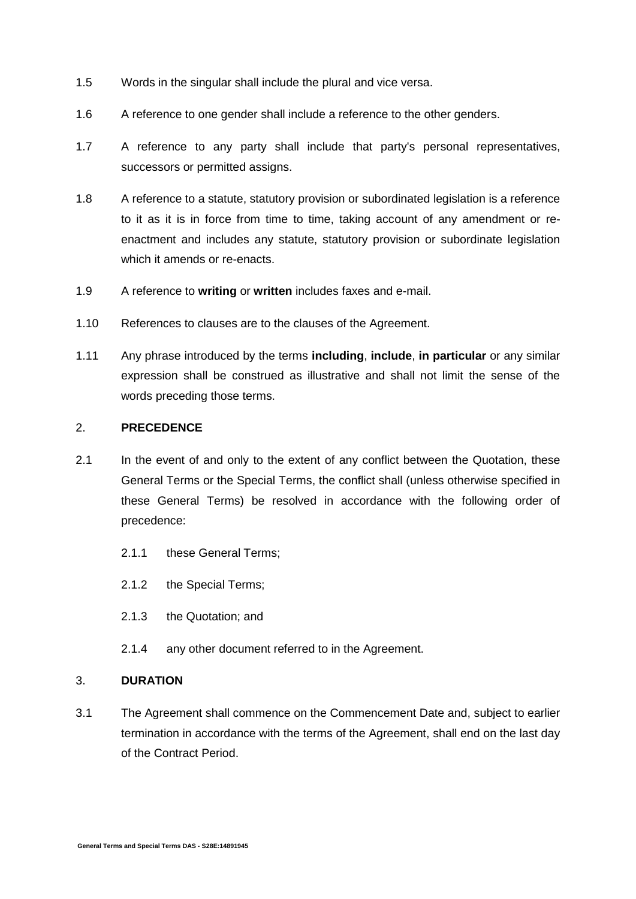1.5 Words in the singular shall include the plural and vice versa.

1.6 A reference to one gender shall include a reference to the other genders.

1.7 A reference to any party shall include that party's personal representatives, successors or permitted assigns.

1.8 A reference to a statute, statutory provision or subordinated legislation is a reference to it as it is in force from time to time, taking account of any amendment or re-enactment and includes any statute, statutory provision or subordinate legislation which it amends or re-enacts.

1.9 A reference to **writing** or **written** includes faxes and e-mail.

1.10 References to clauses are to the clauses of the Agreement.

1.11 Any phrase introduced by the terms **including**, **include**, **in particular** or any similar expression shall be construed as illustrative and shall not limit the sense of the words preceding those terms.

## 2. PRECEDENCE

2.1 In the event of and only to the extent of any conflict between the Quotation, these General Terms or the Special Terms, the conflict shall (unless otherwise specified in these General Terms) be resolved in accordance with the following order of precedence:

2.1.1 these General Terms;

2.1.2 the Special Terms;

2.1.3 the Quotation; and

2.1.4 any other document referred to in the Agreement.

## 3. DURATION

3.1 The Agreement shall commence on the Commencement Date and, subject to earlier termination in accordance with the terms of the Agreement, shall end on the last day of the Contract Period.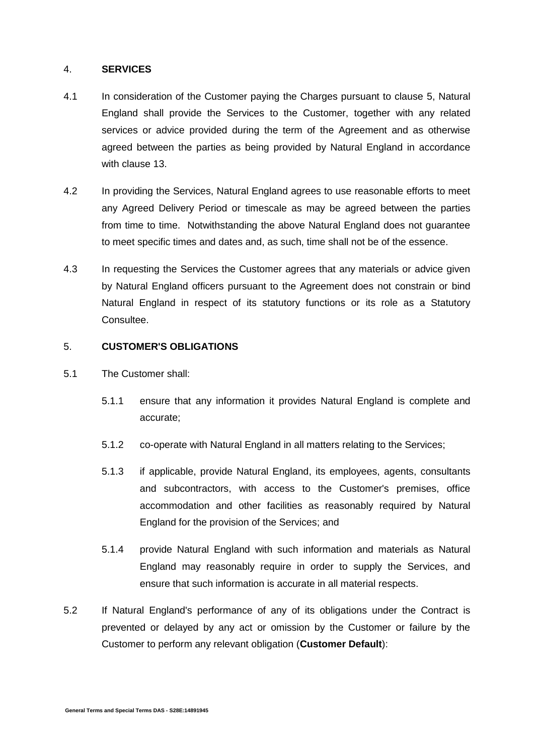## 4. SERVICES

4.1 In consideration of the Customer paying the Charges pursuant to clause 5, Natural England shall provide the Services to the Customer, together with any related services or advice provided during the term of the Agreement and as otherwise agreed between the parties as being provided by Natural England in accordance with clause 13.

4.2 In providing the Services, Natural England agrees to use reasonable efforts to meet any Agreed Delivery Period or timescale as may be agreed between the parties from time to time. Notwithstanding the above Natural England does not guarantee to meet specific times and dates and, as such, time shall not be of the essence.

4.3 In requesting the Services the Customer agrees that any materials or advice given by Natural England officers pursuant to the Agreement does not constrain or bind Natural England in respect of its statutory functions or its role as a Statutory Consultee.

## 5. CUSTOMER'S OBLIGATIONS

5.1 The Customer shall:

5.1.1 ensure that any information it provides Natural England is complete and accurate;

5.1.2 co-operate with Natural England in all matters relating to the Services;

5.1.3 if applicable, provide Natural England, its employees, agents, consultants and subcontractors, with access to the Customer's premises, office accommodation and other facilities as reasonably required by Natural England for the provision of the Services; and

5.1.4 provide Natural England with such information and materials as Natural England may reasonably require in order to supply the Services, and ensure that such information is accurate in all material respects.

5.2 If Natural England's performance of any of its obligations under the Contract is prevented or delayed by any act or omission by the Customer or failure by the Customer to perform any relevant obligation (**Customer Default**):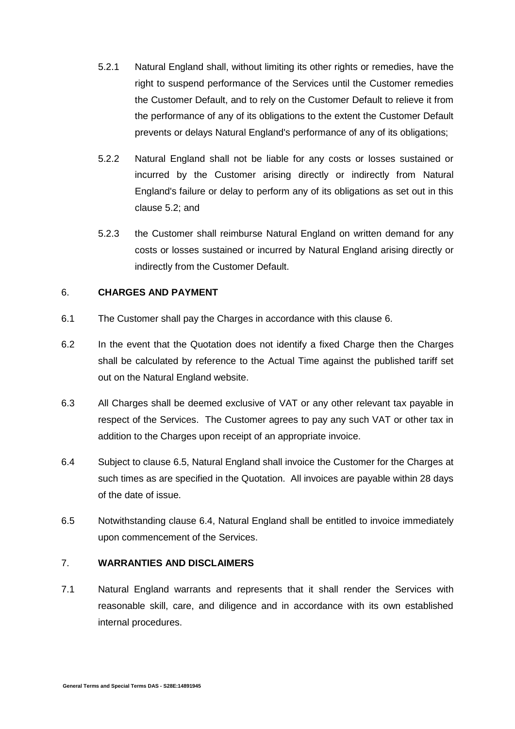5.2.1 Natural England shall, without limiting its other rights or remedies, have the right to suspend performance of the Services until the Customer remedies the Customer Default, and to rely on the Customer Default to relieve it from the performance of any of its obligations to the extent the Customer Default prevents or delays Natural England's performance of any of its obligations;

5.2.2 Natural England shall not be liable for any costs or losses sustained or incurred by the Customer arising directly or indirectly from Natural England's failure or delay to perform any of its obligations as set out in this clause 5.2; and

5.2.3 the Customer shall reimburse Natural England on written demand for any costs or losses sustained or incurred by Natural England arising directly or indirectly from the Customer Default.

6. **CHARGES AND PAYMENT**

6.1 The Customer shall pay the Charges in accordance with this clause 6.

6.2 In the event that the Quotation does not identify a fixed Charge then the Charges shall be calculated by reference to the Actual Time against the published tariff set out on the Natural England website.

6.3 All Charges shall be deemed exclusive of VAT or any other relevant tax payable in respect of the Services. The Customer agrees to pay any such VAT or other tax in addition to the Charges upon receipt of an appropriate invoice.

6.4 Subject to clause 6.5, Natural England shall invoice the Customer for the Charges at such times as are specified in the Quotation. All invoices are payable within 28 days of the date of issue.

6.5 Notwithstanding clause 6.4, Natural England shall be entitled to invoice immediately upon commencement of the Services.

7. **WARRANTIES AND DISCLAIMERS**

7.1 Natural England warrants and represents that it shall render the Services with reasonable skill, care, and diligence and in accordance with its own established internal procedures.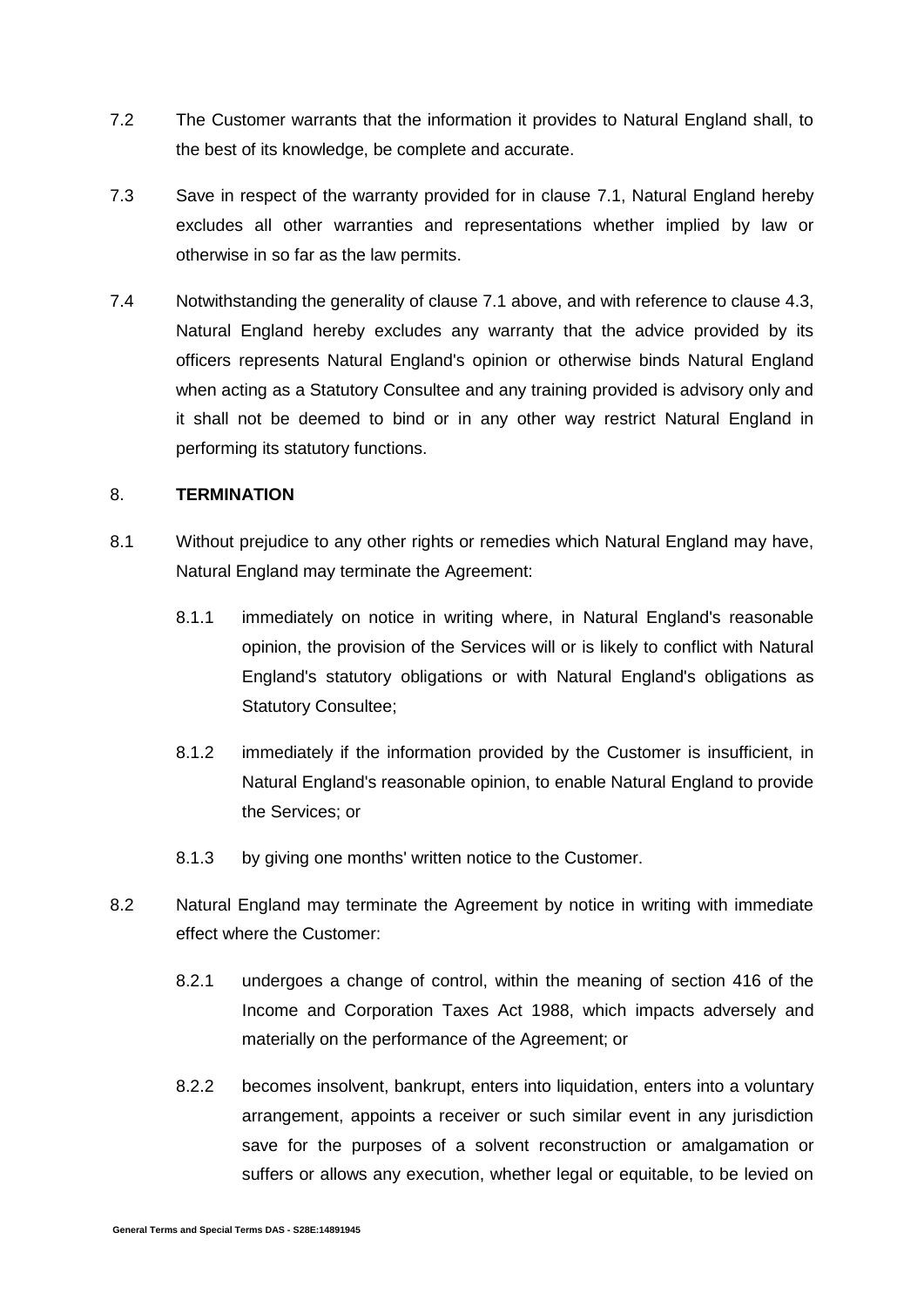7.2 The Customer warrants that the information it provides to Natural England shall, to the best of its knowledge, be complete and accurate.

7.3 Save in respect of the warranty provided for in clause 7.1, Natural England hereby excludes all other warranties and representations whether implied by law or otherwise in so far as the law permits.

7.4 Notwithstanding the generality of clause 7.1 above, and with reference to clause 4.3, Natural England hereby excludes any warranty that the advice provided by its officers represents Natural England's opinion or otherwise binds Natural England when acting as a Statutory Consultee and any training provided is advisory only and it shall not be deemed to bind or in any other way restrict Natural England in performing its statutory functions.

8. **TERMINATION**

8.1 Without prejudice to any other rights or remedies which Natural England may have, Natural England may terminate the Agreement:

8.1.1 immediately on notice in writing where, in Natural England's reasonable opinion, the provision of the Services will or is likely to conflict with Natural England's statutory obligations or with Natural England's obligations as Statutory Consultee;

8.1.2 immediately if the information provided by the Customer is insufficient, in Natural England's reasonable opinion, to enable Natural England to provide the Services; or

8.1.3 by giving one months' written notice to the Customer.

8.2 Natural England may terminate the Agreement by notice in writing with immediate effect where the Customer:

8.2.1 undergoes a change of control, within the meaning of section 416 of the Income and Corporation Taxes Act 1988, which impacts adversely and materially on the performance of the Agreement; or

8.2.2 becomes insolvent, bankrupt, enters into liquidation, enters into a voluntary arrangement, appoints a receiver or such similar event in any jurisdiction save for the purposes of a solvent reconstruction or amalgamation or suffers or allows any execution, whether legal or equitable, to be levied on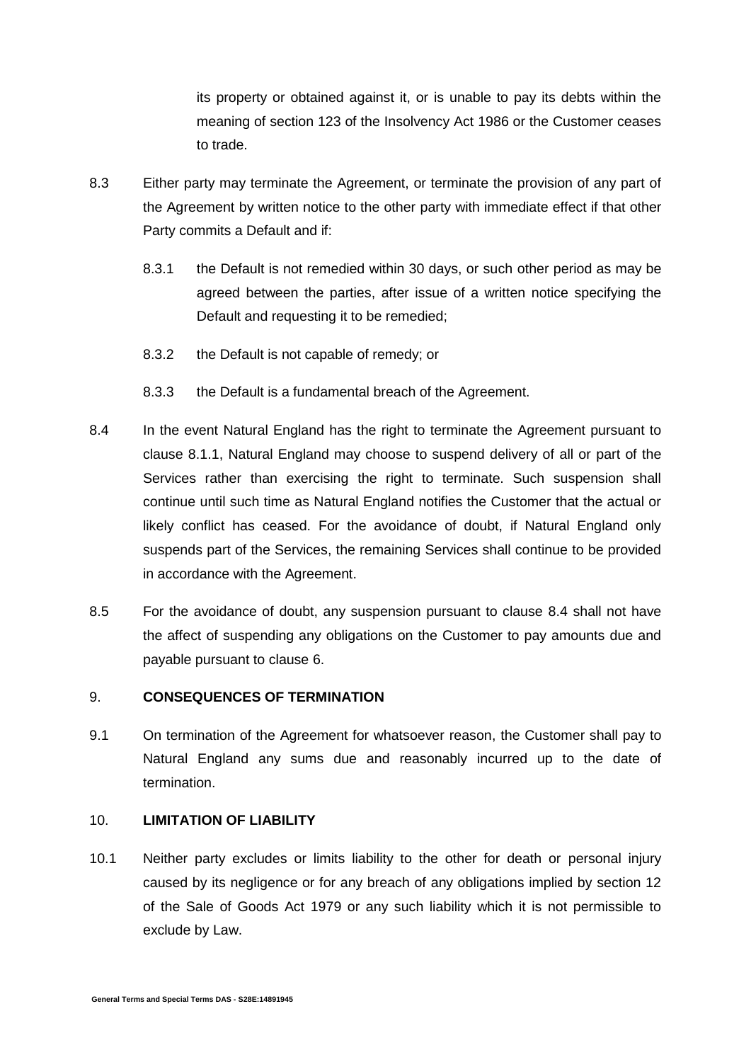its property or obtained against it, or is unable to pay its debts within the meaning of section 123 of the Insolvency Act 1986 or the Customer ceases to trade.

8.3 Either party may terminate the Agreement, or terminate the provision of any part of the Agreement by written notice to the other party with immediate effect if that other Party commits a Default and if:

8.3.1 the Default is not remedied within 30 days, or such other period as may be agreed between the parties, after issue of a written notice specifying the Default and requesting it to be remedied;

8.3.2 the Default is not capable of remedy; or

8.3.3 the Default is a fundamental breach of the Agreement.

8.4 In the event Natural England has the right to terminate the Agreement pursuant to clause 8.1.1, Natural England may choose to suspend delivery of all or part of the Services rather than exercising the right to terminate. Such suspension shall continue until such time as Natural England notifies the Customer that the actual or likely conflict has ceased. For the avoidance of doubt, if Natural England only suspends part of the Services, the remaining Services shall continue to be provided in accordance with the Agreement.

8.5 For the avoidance of doubt, any suspension pursuant to clause 8.4 shall not have the affect of suspending any obligations on the Customer to pay amounts due and payable pursuant to clause 6.

9. **CONSEQUENCES OF TERMINATION**

9.1 On termination of the Agreement for whatsoever reason, the Customer shall pay to Natural England any sums due and reasonably incurred up to the date of termination.

10. **LIMITATION OF LIABILITY**

10.1 Neither party excludes or limits liability to the other for death or personal injury caused by its negligence or for any breach of any obligations implied by section 12 of the Sale of Goods Act 1979 or any such liability which it is not permissible to exclude by Law.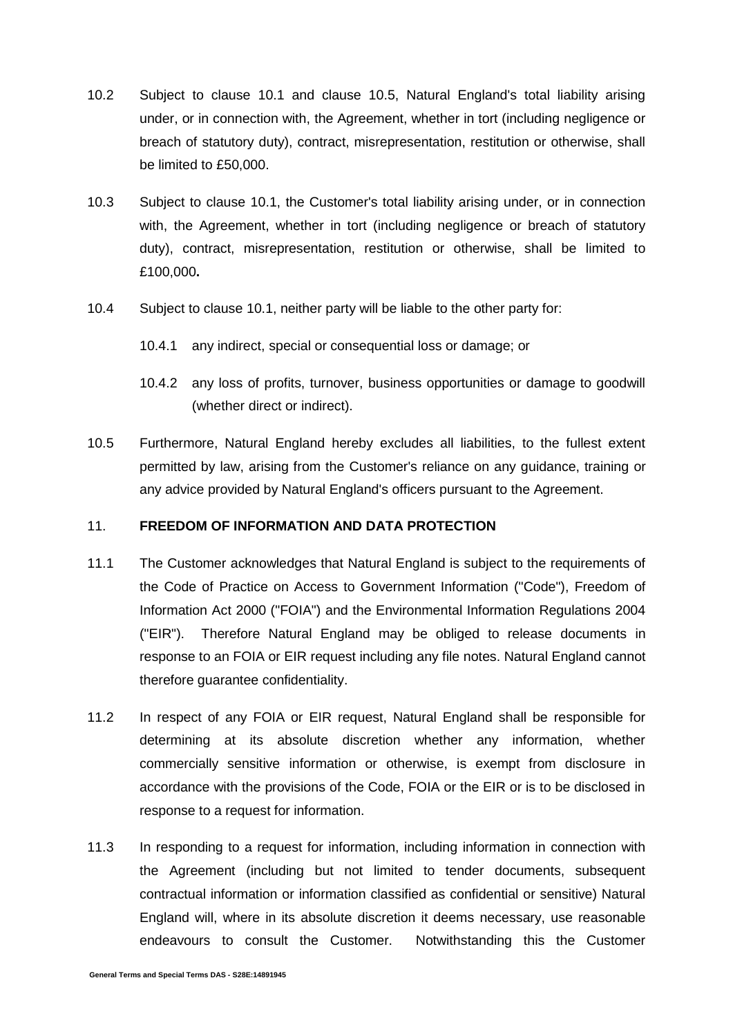10.2 Subject to clause 10.1 and clause 10.5, Natural England's total liability arising under, or in connection with, the Agreement, whether in tort (including negligence or breach of statutory duty), contract, misrepresentation, restitution or otherwise, shall be limited to £50,000.

10.3 Subject to clause 10.1, the Customer's total liability arising under, or in connection with, the Agreement, whether in tort (including negligence or breach of statutory duty), contract, misrepresentation, restitution or otherwise, shall be limited to £100,000**.**

10.4 Subject to clause 10.1, neither party will be liable to the other party for:

10.4.1 any indirect, special or consequential loss or damage; or

10.4.2 any loss of profits, turnover, business opportunities or damage to goodwill (whether direct or indirect).

10.5 Furthermore, Natural England hereby excludes all liabilities, to the fullest extent permitted by law, arising from the Customer's reliance on any guidance, training or any advice provided by Natural England's officers pursuant to the Agreement.

## 11. FREEDOM OF INFORMATION AND DATA PROTECTION

11.1 The Customer acknowledges that Natural England is subject to the requirements of the Code of Practice on Access to Government Information ("Code"), Freedom of Information Act 2000 ("FOIA") and the Environmental Information Regulations 2004 ("EIR"). Therefore Natural England may be obliged to release documents in response to an FOIA or EIR request including any file notes. Natural England cannot therefore guarantee confidentiality.

11.2 In respect of any FOIA or EIR request, Natural England shall be responsible for determining at its absolute discretion whether any information, whether commercially sensitive information or otherwise, is exempt from disclosure in accordance with the provisions of the Code, FOIA or the EIR or is to be disclosed in response to a request for information.

11.3 In responding to a request for information, including information in connection with the Agreement (including but not limited to tender documents, subsequent contractual information or information classified as confidential or sensitive) Natural England will, where in its absolute discretion it deems necessary, use reasonable endeavours to consult the Customer. Notwithstanding this the Customer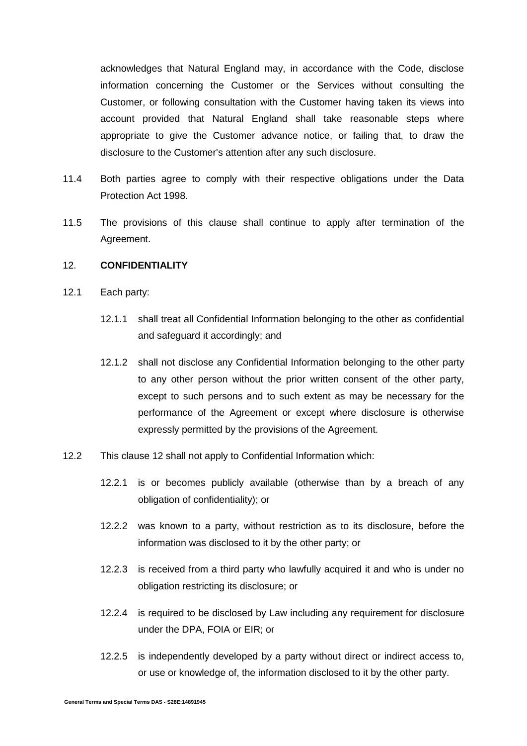acknowledges that Natural England may, in accordance with the Code, disclose information concerning the Customer or the Services without consulting the Customer, or following consultation with the Customer having taken its views into account provided that Natural England shall take reasonable steps where appropriate to give the Customer advance notice, or failing that, to draw the disclosure to the Customer's attention after any such disclosure.

11.4 Both parties agree to comply with their respective obligations under the Data Protection Act 1998.

11.5 The provisions of this clause shall continue to apply after termination of the Agreement.

## 12. CONFIDENTIALITY

12.1 Each party:

12.1.1 shall treat all Confidential Information belonging to the other as confidential and safeguard it accordingly; and

12.1.2 shall not disclose any Confidential Information belonging to the other party to any other person without the prior written consent of the other party, except to such persons and to such extent as may be necessary for the performance of the Agreement or except where disclosure is otherwise expressly permitted by the provisions of the Agreement.

12.2 This clause 12 shall not apply to Confidential Information which:

12.2.1 is or becomes publicly available (otherwise than by a breach of any obligation of confidentiality); or

12.2.2 was known to a party, without restriction as to its disclosure, before the information was disclosed to it by the other party; or

12.2.3 is received from a third party who lawfully acquired it and who is under no obligation restricting its disclosure; or

12.2.4 is required to be disclosed by Law including any requirement for disclosure under the DPA, FOIA or EIR; or

12.2.5 is independently developed by a party without direct or indirect access to, or use or knowledge of, the information disclosed to it by the other party.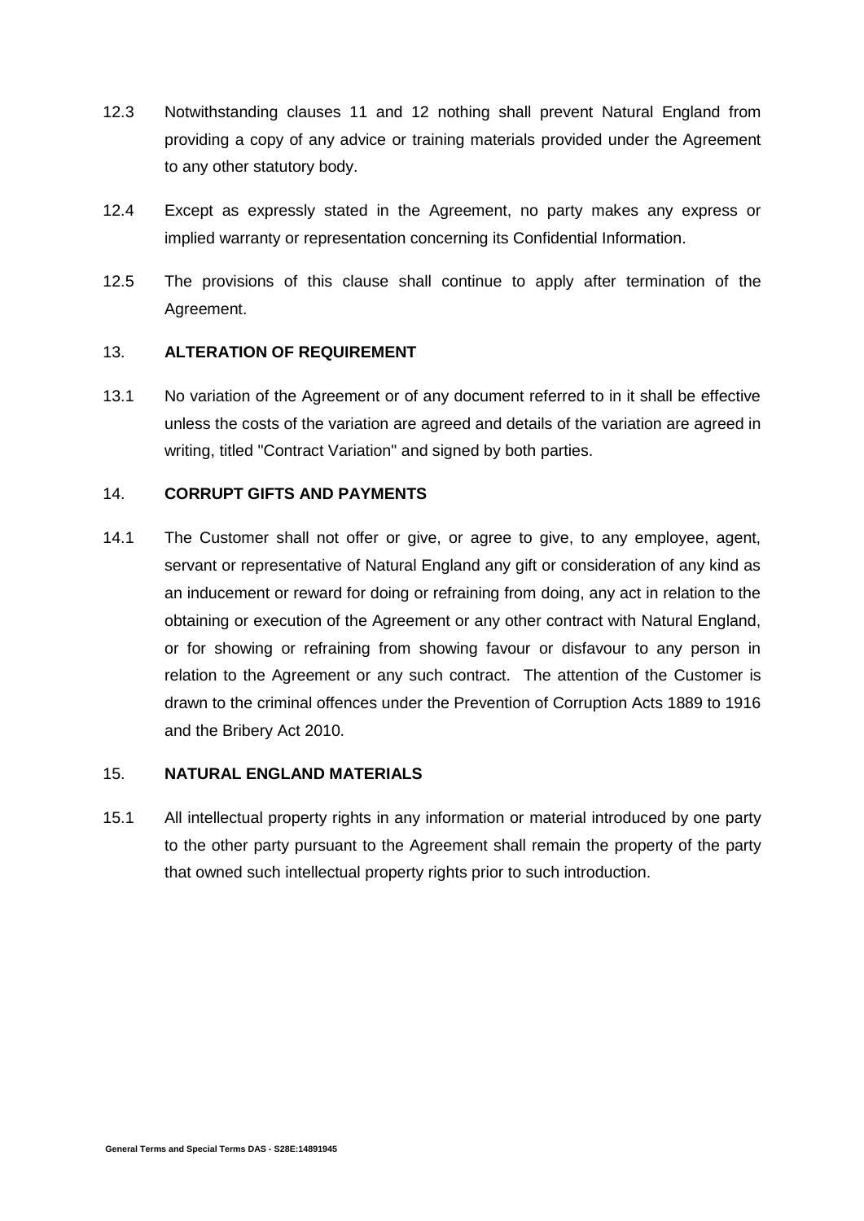12.3 Notwithstanding clauses 11 and 12 nothing shall prevent Natural England from providing a copy of any advice or training materials provided under the Agreement to any other statutory body.

12.4 Except as expressly stated in the Agreement, no party makes any express or implied warranty or representation concerning its Confidential Information.

12.5 The provisions of this clause shall continue to apply after termination of the Agreement.

## 13. ALTERATION OF REQUIREMENT

13.1 No variation of the Agreement or of any document referred to in it shall be effective unless the costs of the variation are agreed and details of the variation are agreed in writing, titled "Contract Variation" and signed by both parties.

## 14. CORRUPT GIFTS AND PAYMENTS

14.1 The Customer shall not offer or give, or agree to give, to any employee, agent, servant or representative of Natural England any gift or consideration of any kind as an inducement or reward for doing or refraining from doing, any act in relation to the obtaining or execution of the Agreement or any other contract with Natural England, or for showing or refraining from showing favour or disfavour to any person in relation to the Agreement or any such contract. The attention of the Customer is drawn to the criminal offences under the Prevention of Corruption Acts 1889 to 1916 and the Bribery Act 2010.

## 15. NATURAL ENGLAND MATERIALS

15.1 All intellectual property rights in any information or material introduced by one party to the other party pursuant to the Agreement shall remain the property of the party that owned such intellectual property rights prior to such introduction.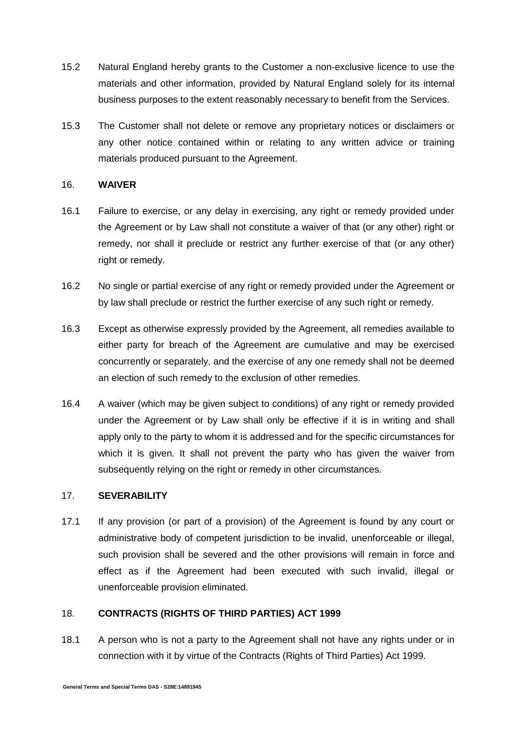15.2 Natural England hereby grants to the Customer a non-exclusive licence to use the materials and other information, provided by Natural England solely for its internal business purposes to the extent reasonably necessary to benefit from the Services.

15.3 The Customer shall not delete or remove any proprietary notices or disclaimers or any other notice contained within or relating to any written advice or training materials produced pursuant to the Agreement.

## 16. WAIVER

16.1 Failure to exercise, or any delay in exercising, any right or remedy provided under the Agreement or by Law shall not constitute a waiver of that (or any other) right or remedy, nor shall it preclude or restrict any further exercise of that (or any other) right or remedy.

16.2 No single or partial exercise of any right or remedy provided under the Agreement or by law shall preclude or restrict the further exercise of any such right or remedy.

16.3 Except as otherwise expressly provided by the Agreement, all remedies available to either party for breach of the Agreement are cumulative and may be exercised concurrently or separately, and the exercise of any one remedy shall not be deemed an election of such remedy to the exclusion of other remedies.

16.4 A waiver (which may be given subject to conditions) of any right or remedy provided under the Agreement or by Law shall only be effective if it is in writing and shall apply only to the party to whom it is addressed and for the specific circumstances for which it is given. It shall not prevent the party who has given the waiver from subsequently relying on the right or remedy in other circumstances.

## 17. SEVERABILITY

17.1 If any provision (or part of a provision) of the Agreement is found by any court or administrative body of competent jurisdiction to be invalid, unenforceable or illegal, such provision shall be severed and the other provisions will remain in force and effect as if the Agreement had been executed with such invalid, illegal or unenforceable provision eliminated.

## 18. CONTRACTS (RIGHTS OF THIRD PARTIES) ACT 1999

18.1 A person who is not a party to the Agreement shall not have any rights under or in connection with it by virtue of the Contracts (Rights of Third Parties) Act 1999.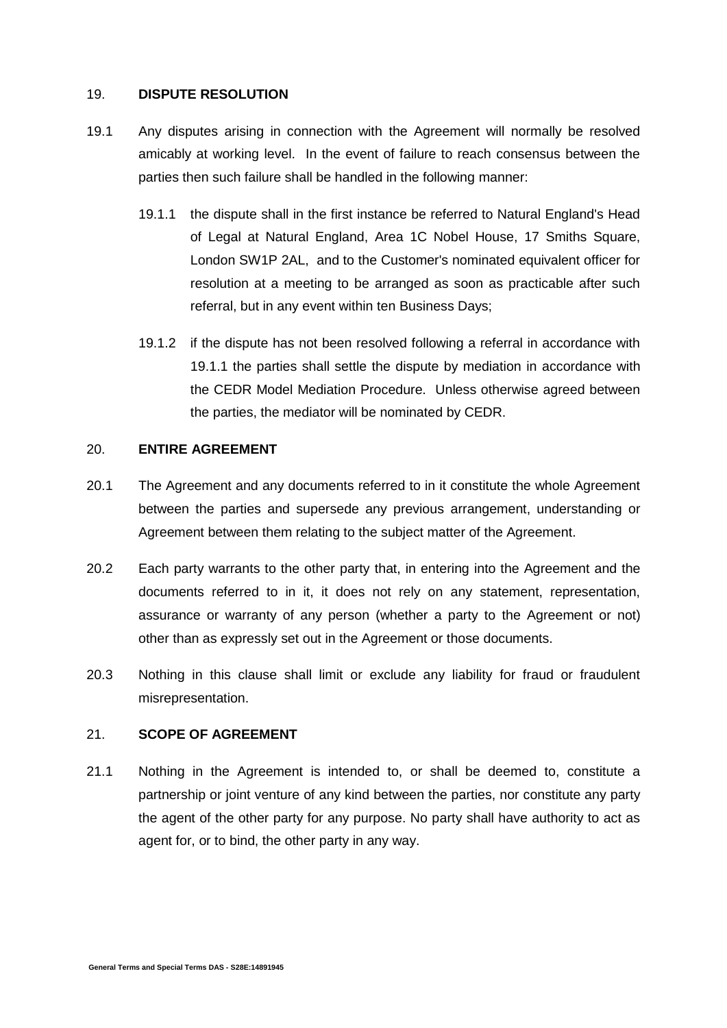## 19. DISPUTE RESOLUTION

19.1 Any disputes arising in connection with the Agreement will normally be resolved amicably at working level. In the event of failure to reach consensus between the parties then such failure shall be handled in the following manner:

19.1.1 the dispute shall in the first instance be referred to Natural England's Head of Legal at Natural England, Area 1C Nobel House, 17 Smiths Square, London SW1P 2AL, and to the Customer's nominated equivalent officer for resolution at a meeting to be arranged as soon as practicable after such referral, but in any event within ten Business Days;

19.1.2 if the dispute has not been resolved following a referral in accordance with 19.1.1 the parties shall settle the dispute by mediation in accordance with the CEDR Model Mediation Procedure. Unless otherwise agreed between the parties, the mediator will be nominated by CEDR.

## 20. ENTIRE AGREEMENT

20.1 The Agreement and any documents referred to in it constitute the whole Agreement between the parties and supersede any previous arrangement, understanding or Agreement between them relating to the subject matter of the Agreement.

20.2 Each party warrants to the other party that, in entering into the Agreement and the documents referred to in it, it does not rely on any statement, representation, assurance or warranty of any person (whether a party to the Agreement or not) other than as expressly set out in the Agreement or those documents.

20.3 Nothing in this clause shall limit or exclude any liability for fraud or fraudulent misrepresentation.

## 21. SCOPE OF AGREEMENT

21.1 Nothing in the Agreement is intended to, or shall be deemed to, constitute a partnership or joint venture of any kind between the parties, nor constitute any party the agent of the other party for any purpose. No party shall have authority to act as agent for, or to bind, the other party in any way.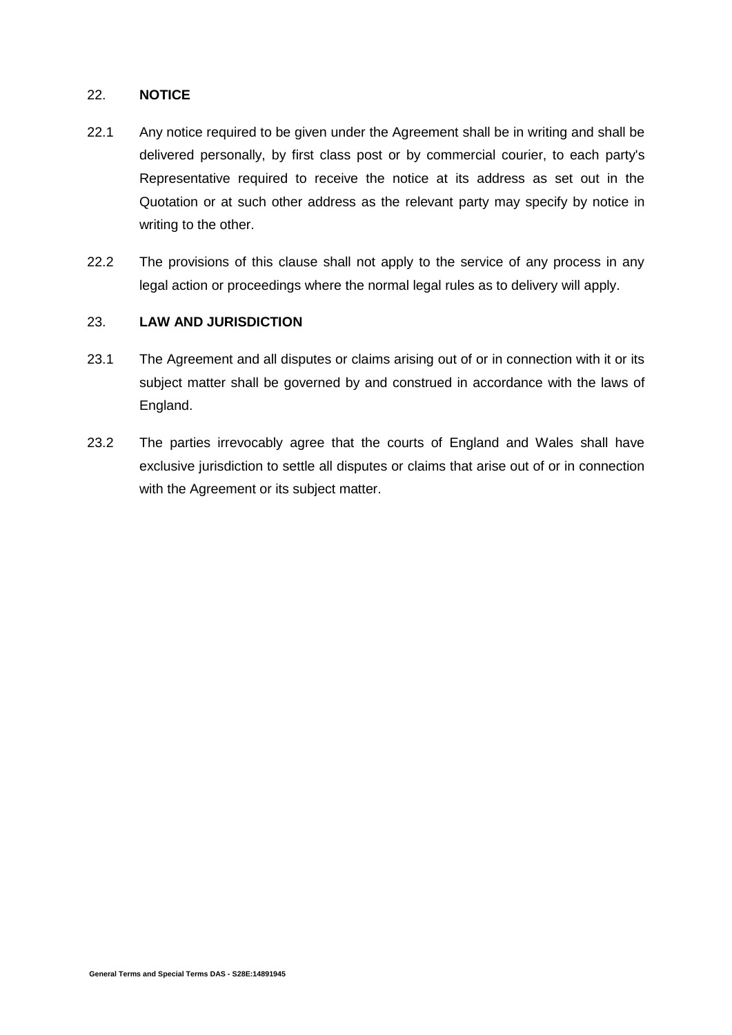## 22. NOTICE

22.1 Any notice required to be given under the Agreement shall be in writing and shall be delivered personally, by first class post or by commercial courier, to each party's Representative required to receive the notice at its address as set out in the Quotation or at such other address as the relevant party may specify by notice in writing to the other.

22.2 The provisions of this clause shall not apply to the service of any process in any legal action or proceedings where the normal legal rules as to delivery will apply.

## 23. LAW AND JURISDICTION

23.1 The Agreement and all disputes or claims arising out of or in connection with it or its subject matter shall be governed by and construed in accordance with the laws of England.

23.2 The parties irrevocably agree that the courts of England and Wales shall have exclusive jurisdiction to settle all disputes or claims that arise out of or in connection with the Agreement or its subject matter.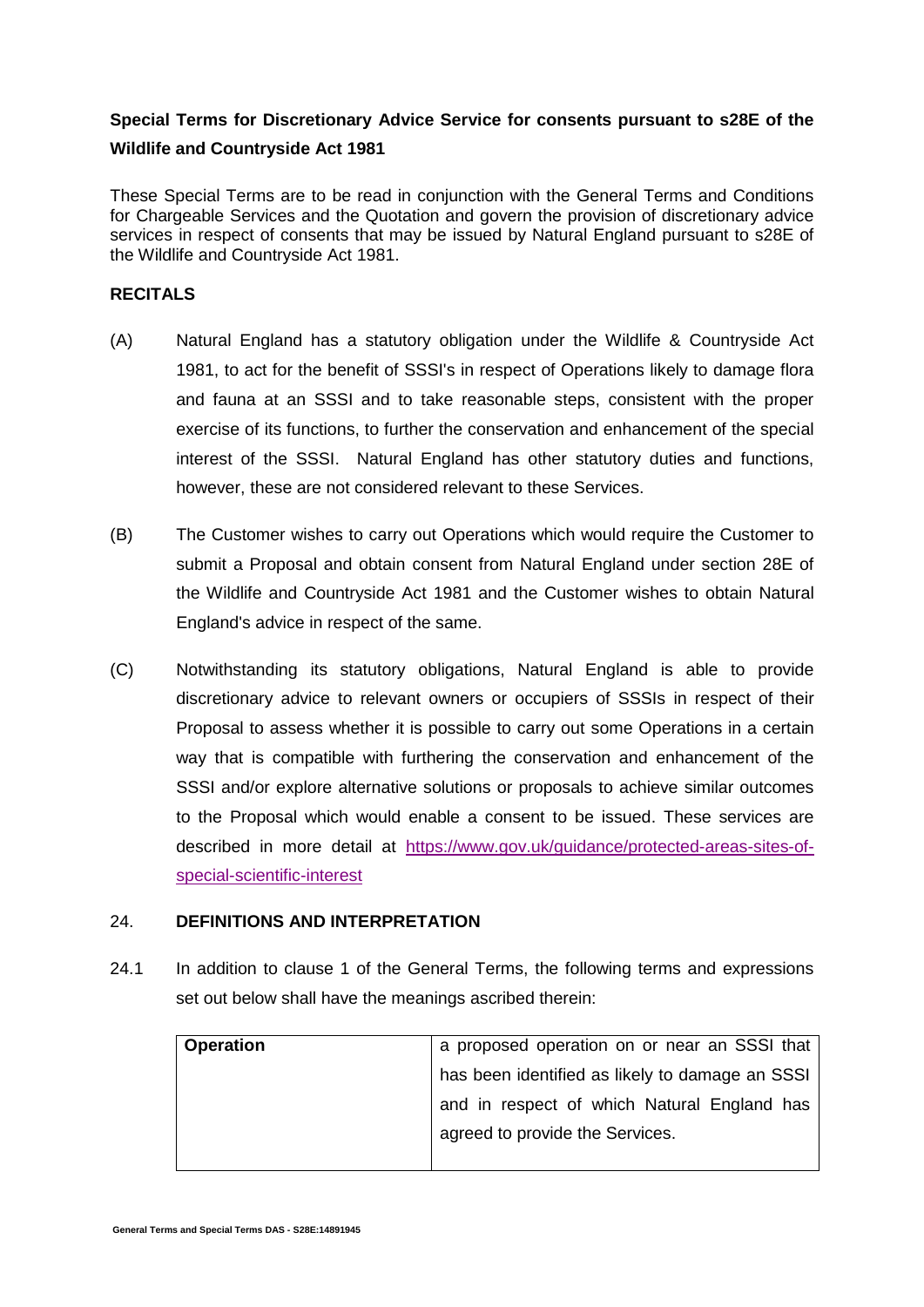**Special Terms for Discretionary Advice Service for consents pursuant to s28E of the Wildlife and Countryside Act 1981**

These Special Terms are to be read in conjunction with the General Terms and Conditions for Chargeable Services and the Quotation and govern the provision of discretionary advice services in respect of consents that may be issued by Natural England pursuant to s28E of the Wildlife and Countryside Act 1981.

**RECITALS**

(A) Natural England has a statutory obligation under the Wildlife & Countryside Act 1981, to act for the benefit of SSSI's in respect of Operations likely to damage flora and fauna at an SSSI and to take reasonable steps, consistent with the proper exercise of its functions, to further the conservation and enhancement of the special interest of the SSSI. Natural England has other statutory duties and functions, however, these are not considered relevant to these Services.

(B) The Customer wishes to carry out Operations which would require the Customer to submit a Proposal and obtain consent from Natural England under section 28E of the Wildlife and Countryside Act 1981 and the Customer wishes to obtain Natural England's advice in respect of the same.

(C) Notwithstanding its statutory obligations, Natural England is able to provide discretionary advice to relevant owners or occupiers of SSSIs in respect of their Proposal to assess whether it is possible to carry out some Operations in a certain way that is compatible with furthering the conservation and enhancement of the SSSI and/or explore alternative solutions or proposals to achieve similar outcomes to the Proposal which would enable a consent to be issued. These services are described in more detail at https://www.gov.uk/guidance/protected-areas-sites-of-special-scientific-interest

24. **DEFINITIONS AND INTERPRETATION**

24.1 In addition to clause 1 of the General Terms, the following terms and expressions set out below shall have the meanings ascribed therein:

| | |
|---|---|
| **Operation** | a proposed operation on or near an SSSI that has been identified as likely to damage an SSSI and in respect of which Natural England has agreed to provide the Services. |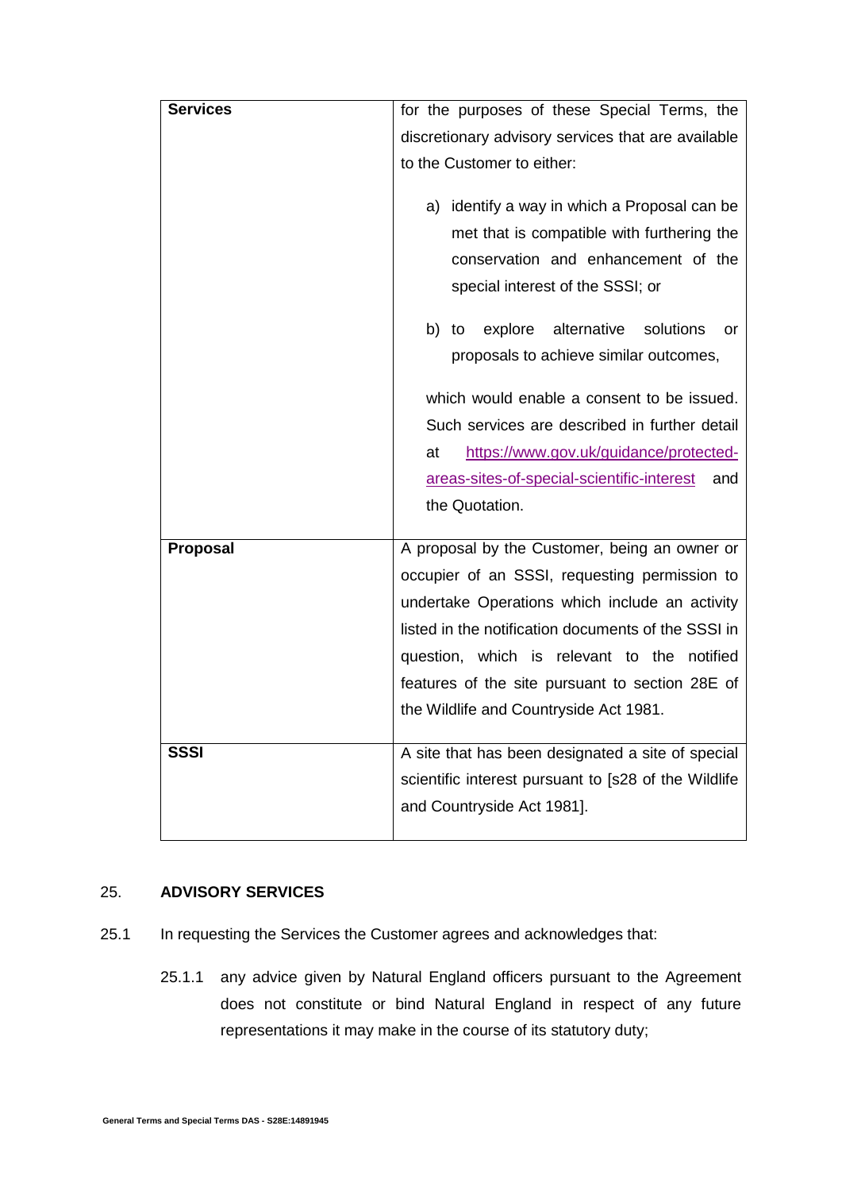| | |
|---|---|
| **Services** | for the purposes of these Special Terms, the discretionary advisory services that are available to the Customer to either:<br><br>a) identify a way in which a Proposal can be met that is compatible with furthering the conservation and enhancement of the special interest of the SSSI; or<br><br>b) to explore alternative solutions or proposals to achieve similar outcomes,<br><br>which would enable a consent to be issued. Such services are described in further detail at [https://www.gov.uk/guidance/protected-areas-sites-of-special-scientific-interest](https://www.gov.uk/guidance/protected-areas-sites-of-special-scientific-interest) and the Quotation. |
| **Proposal** | A proposal by the Customer, being an owner or occupier of an SSSI, requesting permission to undertake Operations which include an activity listed in the notification documents of the SSSI in question, which is relevant to the notified features of the site pursuant to section 28E of the Wildlife and Countryside Act 1981. |
| **SSSI** | A site that has been designated a site of special scientific interest pursuant to [s28 of the Wildlife and Countryside Act 1981]. |

## 25. ADVISORY SERVICES

25.1 In requesting the Services the Customer agrees and acknowledges that:

25.1.1 any advice given by Natural England officers pursuant to the Agreement does not constitute or bind Natural England in respect of any future representations it may make in the course of its statutory duty;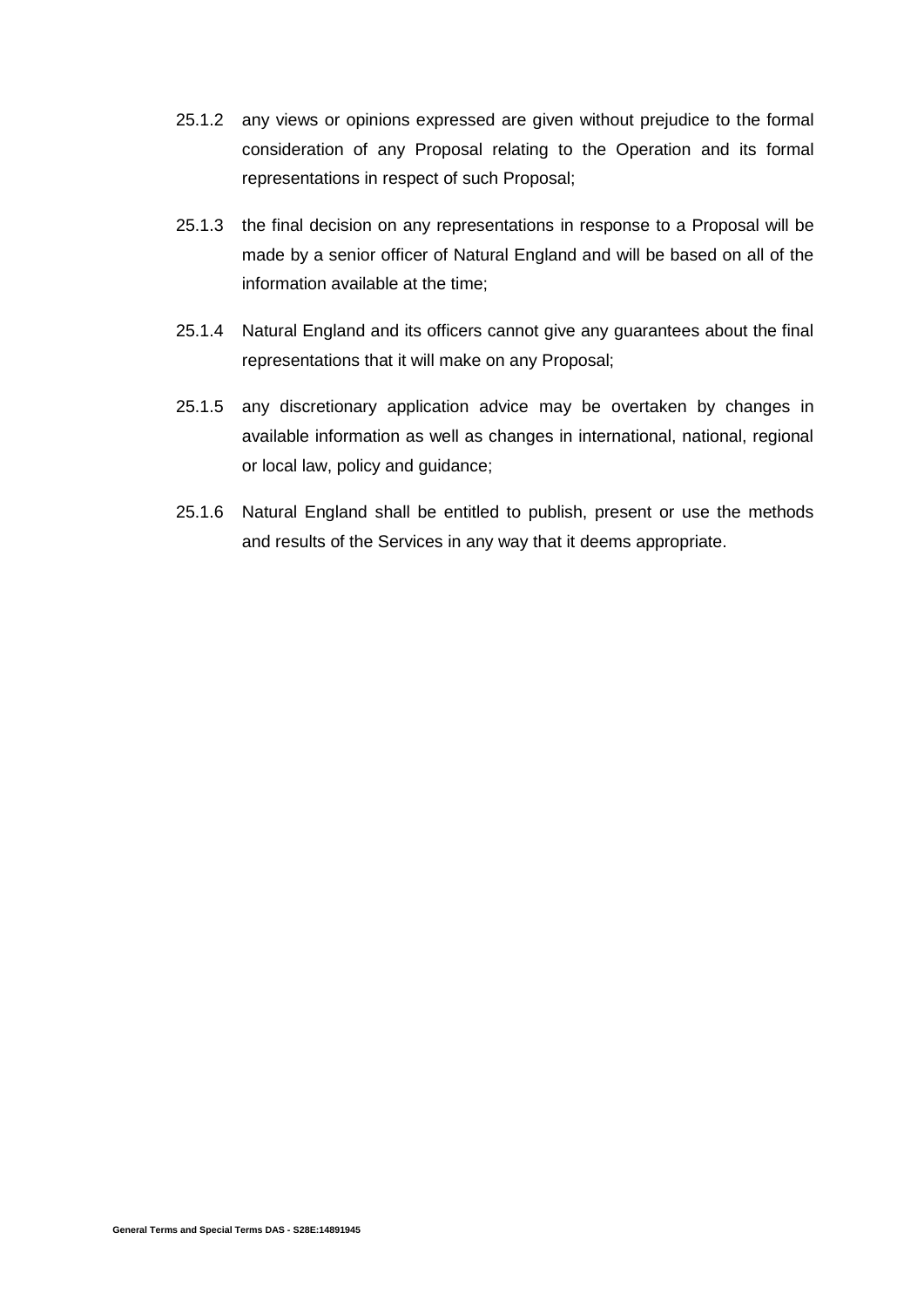25.1.2 any views or opinions expressed are given without prejudice to the formal consideration of any Proposal relating to the Operation and its formal representations in respect of such Proposal;

25.1.3 the final decision on any representations in response to a Proposal will be made by a senior officer of Natural England and will be based on all of the information available at the time;

25.1.4 Natural England and its officers cannot give any guarantees about the final representations that it will make on any Proposal;

25.1.5 any discretionary application advice may be overtaken by changes in available information as well as changes in international, national, regional or local law, policy and guidance;

25.1.6 Natural England shall be entitled to publish, present or use the methods and results of the Services in any way that it deems appropriate.